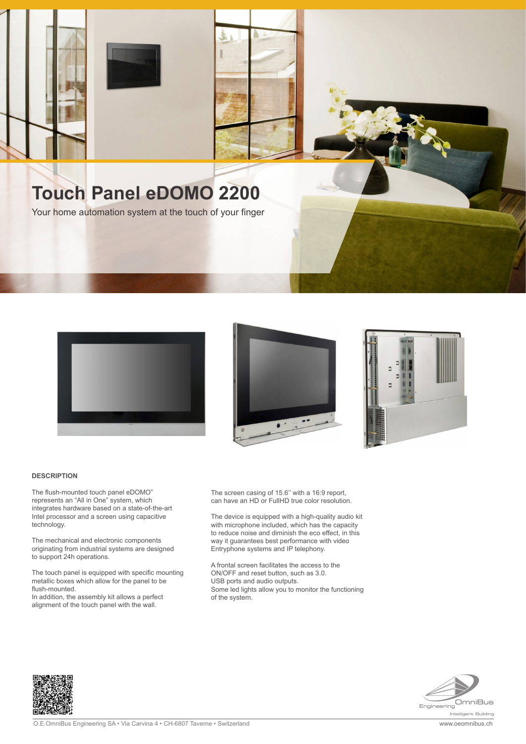# Touch Panel eDOMO 2200

Your home automation system at the touch of your finger

**DESCRIPTION**

The flush-mounted touch panel eDOMO" represents an "All in One" system, which integrates hardware based on a state-of-the-art Intel processor and a screen using capacitive technology.

The mechanical and electronic components originating from industrial systems are designed to support 24h operations.

The touch panel is equipped with specific mounting metallic boxes which allow for the panel to be flush-mounted.
In addition, the assembly kit allows a perfect alignment of the touch panel with the wall.

The screen casing of 15.6'' with a 16:9 report, can have an HD or FullHD true color resolution.

The device is equipped with a high-quality audio kit with microphone included, which has the capacity to reduce noise and diminish the eco effect, in this way it guarantees best performance with video Entryphone systems and IP telephony.

A frontal screen facilitates the access to the ON/OFF and reset button, such as 3.0. USB ports and audio outputs.
Some led lights allow you to monitor the functioning of the system.

O.E.OmniBus Engineering SA • Via Carvina 4 • CH-6807 Taverne • Switzerland

www.oeomnibus.ch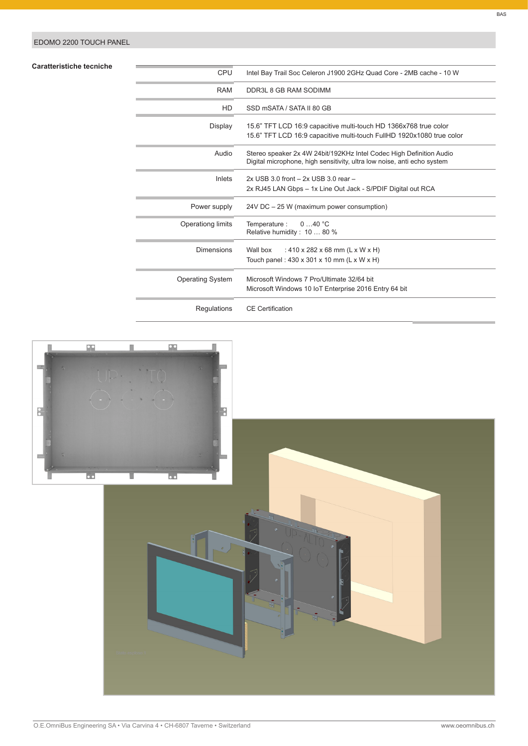## EDOMO 2200 TOUCH PANEL

**Caratteristiche tecniche**

| | |
|---|---|
| CPU | Intel Bay Trail Soc Celeron J1900 2GHz Quad Core - 2MB cache - 10 W |
| RAM | DDR3L 8 GB RAM SODIMM |
| HD | SSD mSATA / SATA II 80 GB |
| Display | 15.6” TFT LCD 16:9 capacitive multi-touch HD 1366x768 true color<br>15.6” TFT LCD 16:9 capacitive multi-touch FullHD 1920x1080 true color |
| Audio | Stereo speaker 2x 4W 24bit/192KHz Intel Codec High Definition Audio<br>Digital microphone, high sensitivity, ultra low noise, anti echo system |
| Inlets | 2x USB 3.0 front – 2x USB 3.0 rear –<br>2x RJ45 LAN Gbps – 1x Line Out Jack - S/PDIF Digital out RCA |
| Power supply | 24V DC – 25 W (maximum power consumption) |
| Operationg limits | Temperature : 0 …40 °C<br>Relative humidity : 10 … 80 % |
| Dimensions | Wall box : 410 x 282 x 68 mm (L x W x H)<br>Touch panel : 430 x 301 x 10 mm (L x W x H) |
| Operating System | Microsoft Windows 7 Pro/Ultimate 32/64 bit<br>Microsoft Windows 10 IoT Enterprise 2016 Entry 64 bit |
| Regulations | CE Certification |

O.E.OmniBus Engineering SA • Via Carvina 4 • CH-6807 Taverne • Switzerland

www.oeomnibus.ch